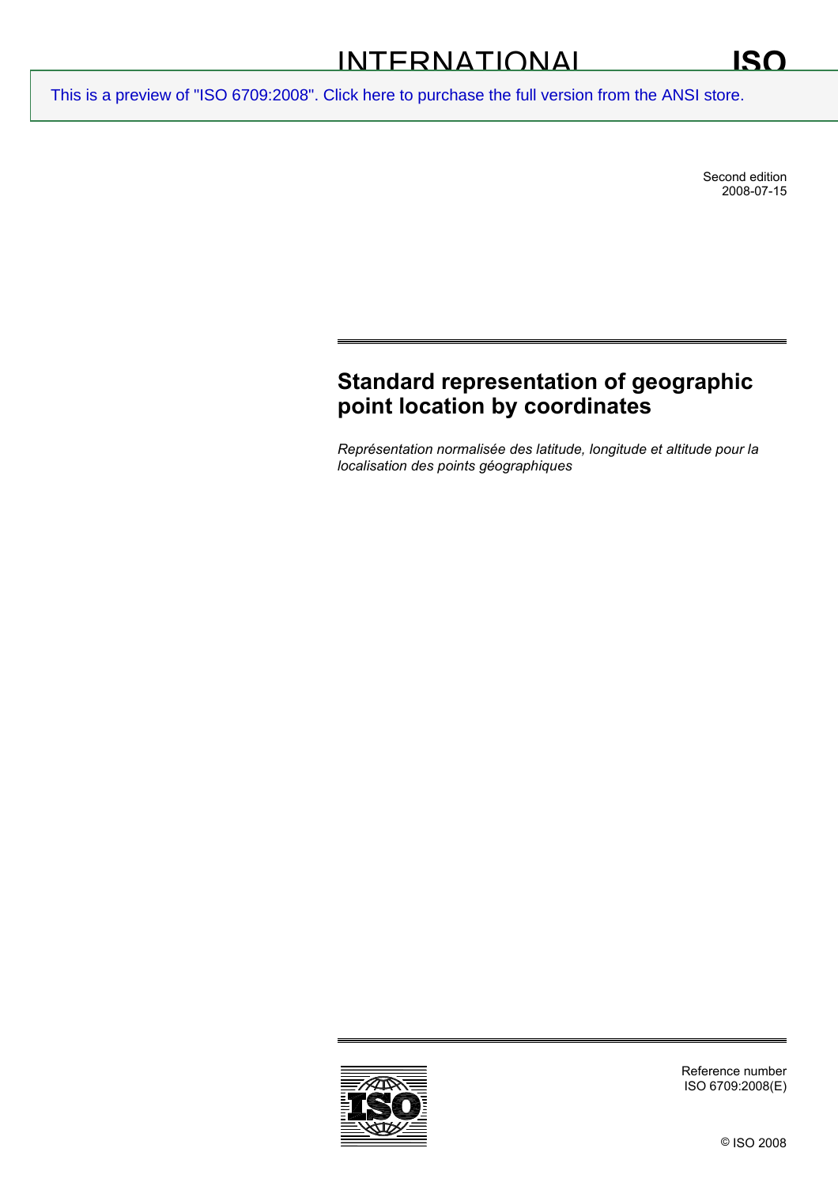INTERNATIONAL STANDARD

ISO 6709

This is a preview of "ISO 6709:2008". Click here to purchase the full version from the ANSI store.

Second edition
2008-07-15

# Standard representation of geographic point location by coordinates

*Représentation normalisée des latitude, longitude et altitude pour la localisation des points géographiques*

Reference number
ISO 6709:2008(E)

© ISO 2008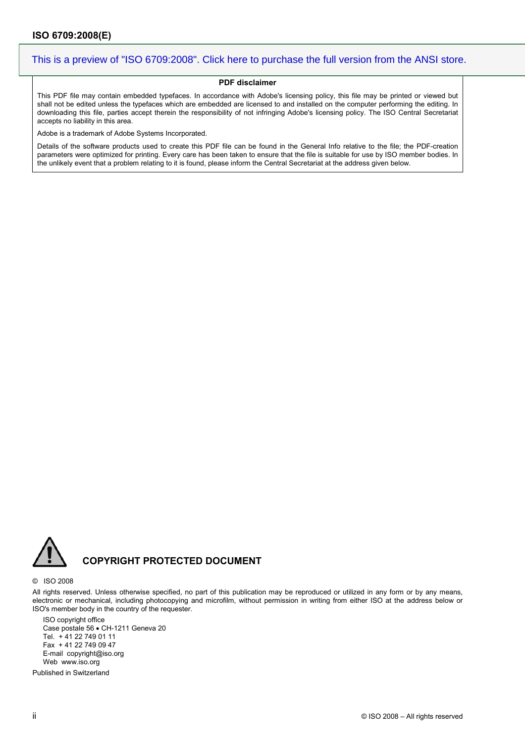This is a preview of "ISO 6709:2008". Click here to purchase the full version from the ANSI store.

**PDF disclaimer**

This PDF file may contain embedded typefaces. In accordance with Adobe's licensing policy, this file may be printed or viewed but shall not be edited unless the typefaces which are embedded are licensed to and installed on the computer performing the editing. In downloading this file, parties accept therein the responsibility of not infringing Adobe's licensing policy. The ISO Central Secretariat accepts no liability in this area.

Adobe is a trademark of Adobe Systems Incorporated.

Details of the software products used to create this PDF file can be found in the General Info relative to the file; the PDF-creation parameters were optimized for printing. Every care has been taken to ensure that the file is suitable for use by ISO member bodies. In the unlikely event that a problem relating to it is found, please inform the Central Secretariat at the address given below.

## COPYRIGHT PROTECTED DOCUMENT

© ISO 2008

All rights reserved. Unless otherwise specified, no part of this publication may be reproduced or utilized in any form or by any means, electronic or mechanical, including photocopying and microfilm, without permission in writing from either ISO at the address below or ISO's member body in the country of the requester.

ISO copyright office
Case postale 56 • CH-1211 Geneva 20
Tel. + 41 22 749 01 11
Fax + 41 22 749 09 47
E-mail copyright@iso.org
Web www.iso.org

Published in Switzerland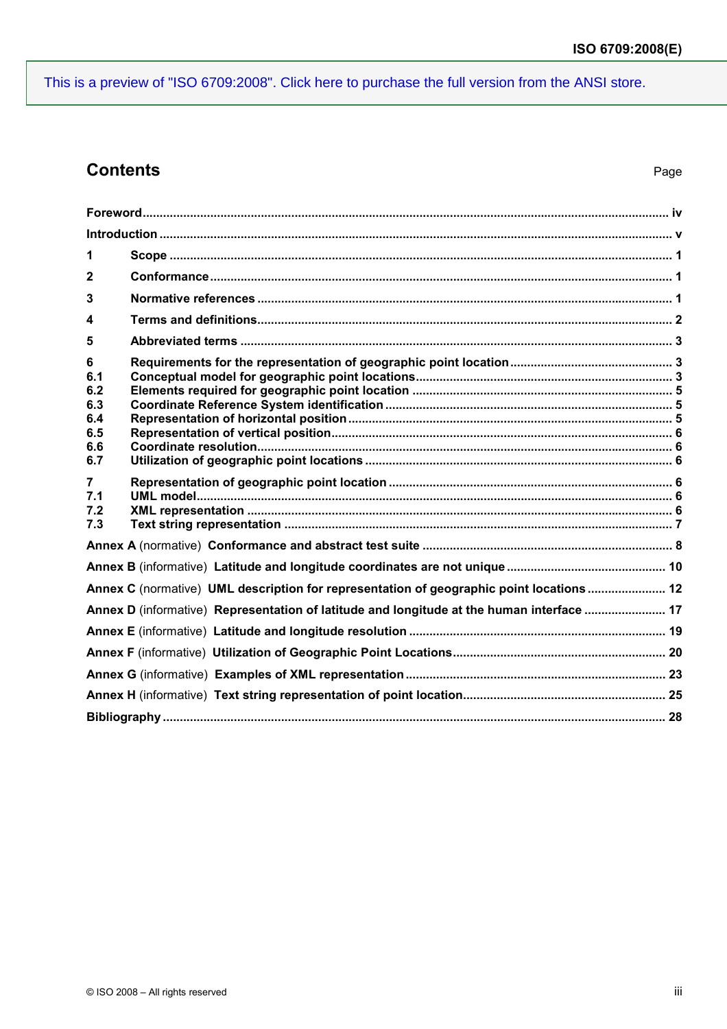This is a preview of "ISO 6709:2008". Click here to purchase the full version from the ANSI store.

## Contents

Page

**Foreword** ..... **iv**

**Introduction** ..... **v**

**1 Scope** ..... **1**

**2 Conformance** ..... **1**

**3 Normative references** ..... **1**

**4 Terms and definitions** ..... **2**

**5 Abbreviated terms** ..... **3**

**6 Requirements for the representation of geographic point location** ..... **3**
**6.1 Conceptual model for geographic point locations** ..... **3**
**6.2 Elements required for geographic point location** ..... **5**
**6.3 Coordinate Reference System identification** ..... **5**
**6.4 Representation of horizontal position** ..... **5**
**6.5 Representation of vertical position** ..... **6**
**6.6 Coordinate resolution** ..... **6**
**6.7 Utilization of geographic point locations** ..... **6**

**7 Representation of geographic point location** ..... **6**
**7.1 UML model** ..... **6**
**7.2 XML representation** ..... **6**
**7.3 Text string representation** ..... **7**

**Annex A** (normative) **Conformance and abstract test suite** ..... **8**

**Annex B** (informative) **Latitude and longitude coordinates are not unique** ..... **10**

**Annex C** (normative) **UML description for representation of geographic point locations** ..... **12**

**Annex D** (informative) **Representation of latitude and longitude at the human interface** ..... **17**

**Annex E** (informative) **Latitude and longitude resolution** ..... **19**

**Annex F** (informative) **Utilization of Geographic Point Locations** ..... **20**

**Annex G** (informative) **Examples of XML representation** ..... **23**

**Annex H** (informative) **Text string representation of point location** ..... **25**

**Bibliography** ..... **28**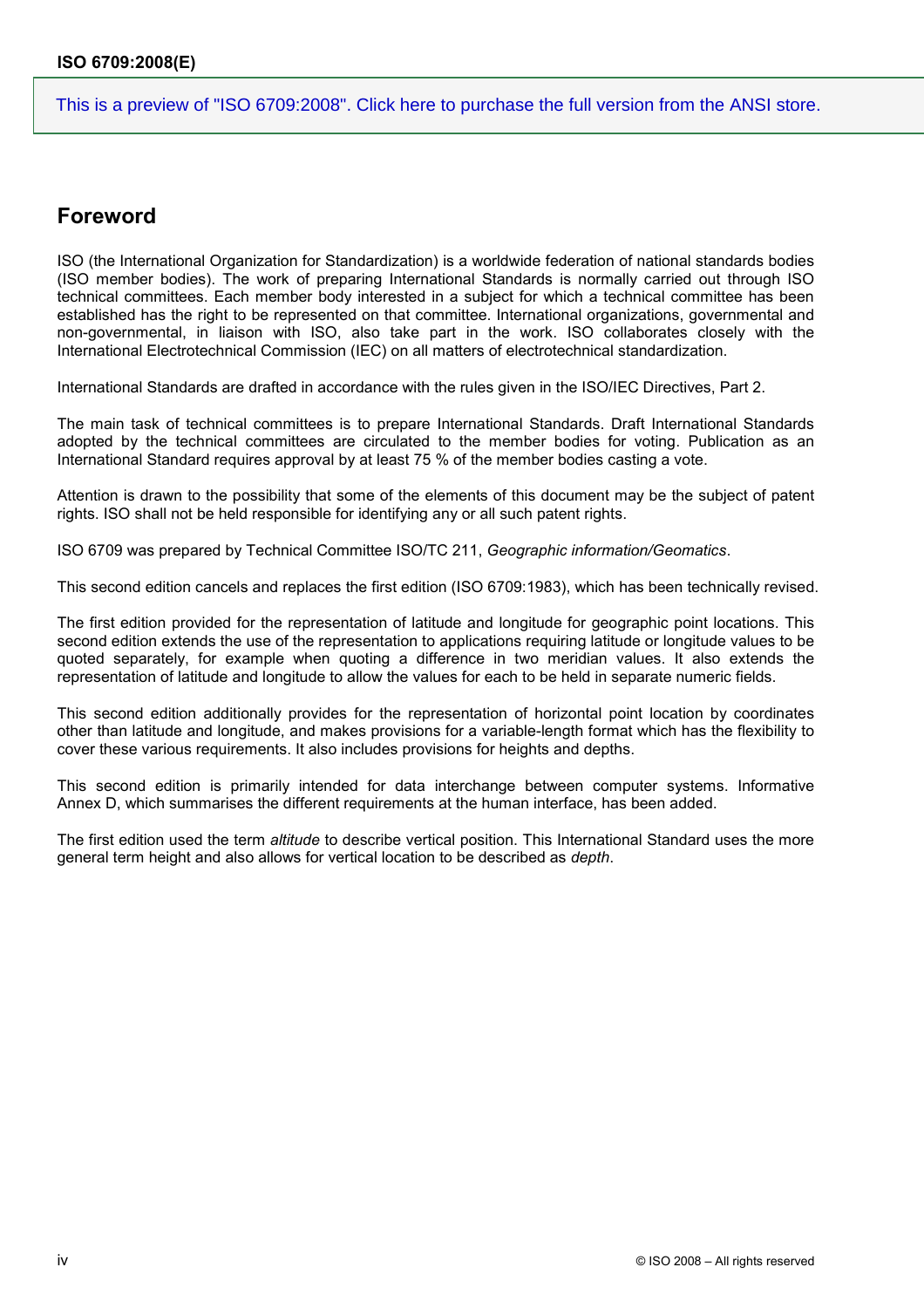## Foreword

ISO (the International Organization for Standardization) is a worldwide federation of national standards bodies (ISO member bodies). The work of preparing International Standards is normally carried out through ISO technical committees. Each member body interested in a subject for which a technical committee has been established has the right to be represented on that committee. International organizations, governmental and non-governmental, in liaison with ISO, also take part in the work. ISO collaborates closely with the International Electrotechnical Commission (IEC) on all matters of electrotechnical standardization.

International Standards are drafted in accordance with the rules given in the ISO/IEC Directives, Part 2.

The main task of technical committees is to prepare International Standards. Draft International Standards adopted by the technical committees are circulated to the member bodies for voting. Publication as an International Standard requires approval by at least 75 % of the member bodies casting a vote.

Attention is drawn to the possibility that some of the elements of this document may be the subject of patent rights. ISO shall not be held responsible for identifying any or all such patent rights.

ISO 6709 was prepared by Technical Committee ISO/TC 211, *Geographic information/Geomatics*.

This second edition cancels and replaces the first edition (ISO 6709:1983), which has been technically revised.

The first edition provided for the representation of latitude and longitude for geographic point locations. This second edition extends the use of the representation to applications requiring latitude or longitude values to be quoted separately, for example when quoting a difference in two meridian values. It also extends the representation of latitude and longitude to allow the values for each to be held in separate numeric fields.

This second edition additionally provides for the representation of horizontal point location by coordinates other than latitude and longitude, and makes provisions for a variable-length format which has the flexibility to cover these various requirements. It also includes provisions for heights and depths.

This second edition is primarily intended for data interchange between computer systems. Informative Annex D, which summarises the different requirements at the human interface, has been added.

The first edition used the term *altitude* to describe vertical position. This International Standard uses the more general term height and also allows for vertical location to be described as *depth*.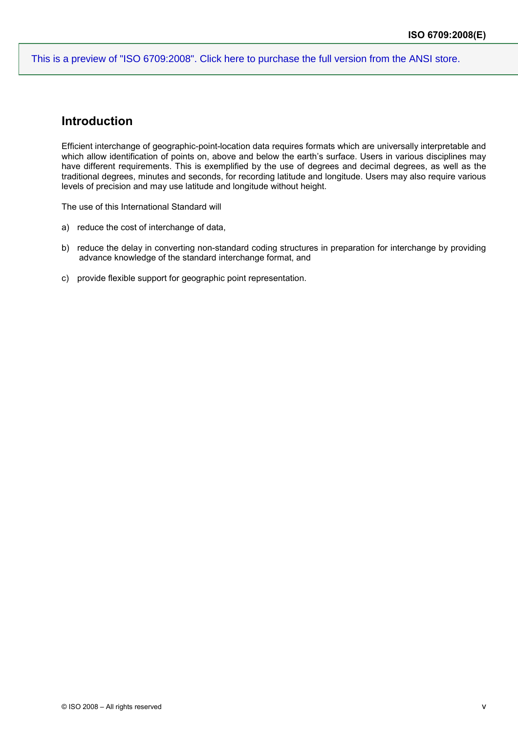## Introduction

Efficient interchange of geographic-point-location data requires formats which are universally interpretable and which allow identification of points on, above and below the earth's surface. Users in various disciplines may have different requirements. This is exemplified by the use of degrees and decimal degrees, as well as the traditional degrees, minutes and seconds, for recording latitude and longitude. Users may also require various levels of precision and may use latitude and longitude without height.

The use of this International Standard will

a) reduce the cost of interchange of data,

b) reduce the delay in converting non-standard coding structures in preparation for interchange by providing advance knowledge of the standard interchange format, and

c) provide flexible support for geographic point representation.